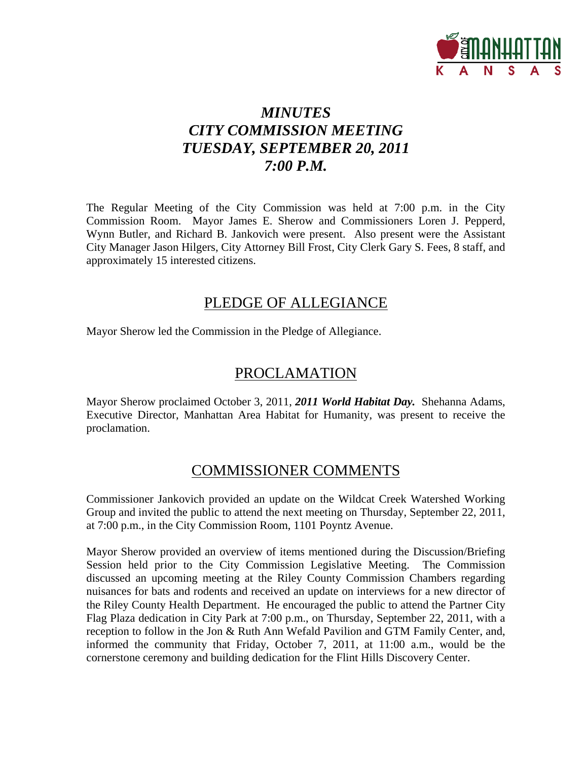# *MINUTES*
# *CITY COMMISSION MEETING*
# *TUESDAY, SEPTEMBER 20, 2011*
# *7:00 P.M.*

The Regular Meeting of the City Commission was held at 7:00 p.m. in the City Commission Room. Mayor James E. Sherow and Commissioners Loren J. Pepperd, Wynn Butler, and Richard B. Jankovich were present. Also present were the Assistant City Manager Jason Hilgers, City Attorney Bill Frost, City Clerk Gary S. Fees, 8 staff, and approximately 15 interested citizens.

## PLEDGE OF ALLEGIANCE

Mayor Sherow led the Commission in the Pledge of Allegiance.

## PROCLAMATION

Mayor Sherow proclaimed October 3, 2011, ***2011 World Habitat Day.*** Shehanna Adams, Executive Director, Manhattan Area Habitat for Humanity, was present to receive the proclamation.

## COMMISSIONER COMMENTS

Commissioner Jankovich provided an update on the Wildcat Creek Watershed Working Group and invited the public to attend the next meeting on Thursday, September 22, 2011, at 7:00 p.m., in the City Commission Room, 1101 Poyntz Avenue.

Mayor Sherow provided an overview of items mentioned during the Discussion/Briefing Session held prior to the City Commission Legislative Meeting. The Commission discussed an upcoming meeting at the Riley County Commission Chambers regarding nuisances for bats and rodents and received an update on interviews for a new director of the Riley County Health Department. He encouraged the public to attend the Partner City Flag Plaza dedication in City Park at 7:00 p.m., on Thursday, September 22, 2011, with a reception to follow in the Jon & Ruth Ann Wefald Pavilion and GTM Family Center, and, informed the community that Friday, October 7, 2011, at 11:00 a.m., would be the cornerstone ceremony and building dedication for the Flint Hills Discovery Center.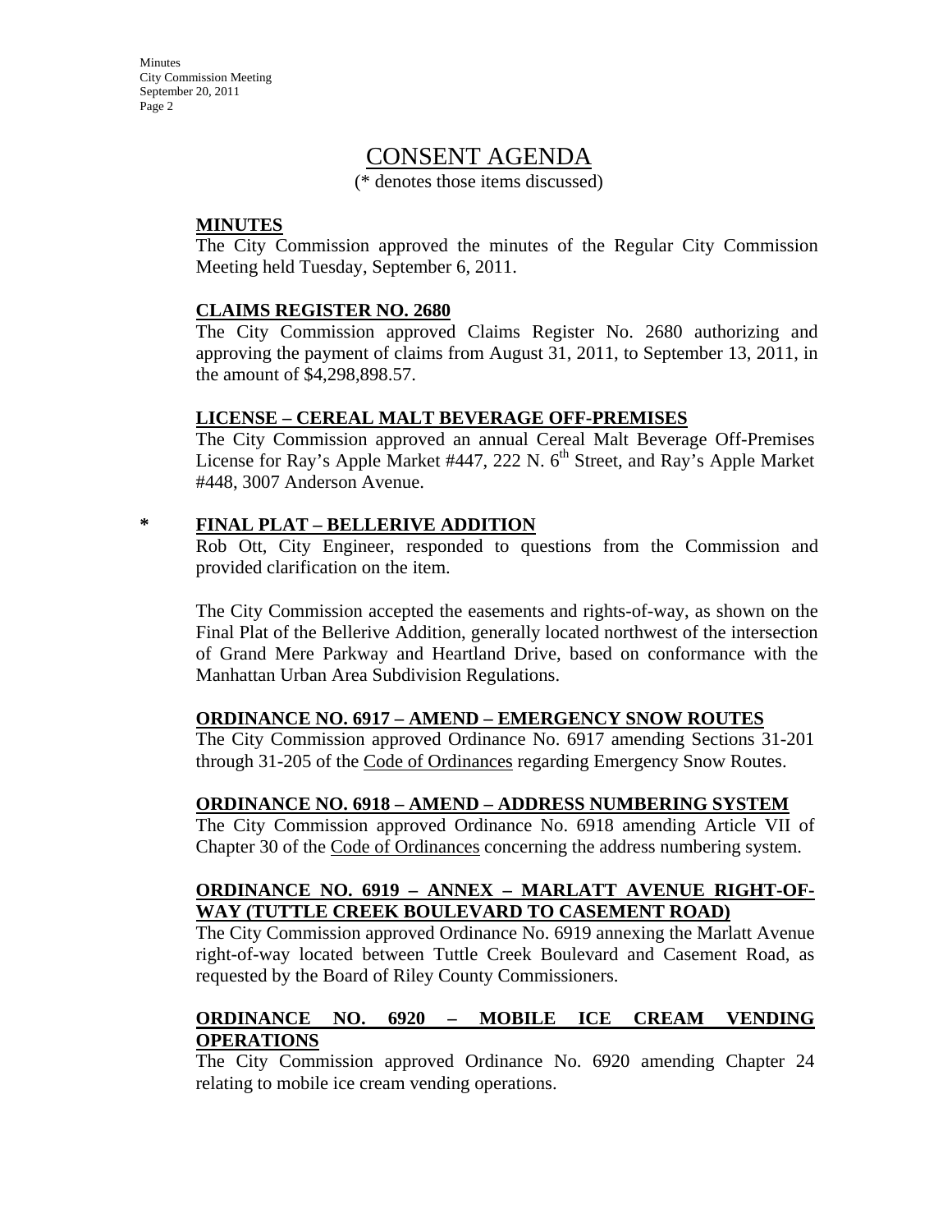# CONSENT AGENDA

(* denotes those items discussed)

**MINUTES**

The City Commission approved the minutes of the Regular City Commission Meeting held Tuesday, September 6, 2011.

**CLAIMS REGISTER NO. 2680**

The City Commission approved Claims Register No. 2680 authorizing and approving the payment of claims from August 31, 2011, to September 13, 2011, in the amount of $4,298,898.57.

**LICENSE – CEREAL MALT BEVERAGE OFF-PREMISES**

The City Commission approved an annual Cereal Malt Beverage Off-Premises License for Ray's Apple Market #447, 222 N. 6th Street, and Ray's Apple Market #448, 3007 Anderson Avenue.

\* **FINAL PLAT – BELLERIVE ADDITION**

Rob Ott, City Engineer, responded to questions from the Commission and provided clarification on the item.

The City Commission accepted the easements and rights-of-way, as shown on the Final Plat of the Bellerive Addition, generally located northwest of the intersection of Grand Mere Parkway and Heartland Drive, based on conformance with the Manhattan Urban Area Subdivision Regulations.

**ORDINANCE NO. 6917 – AMEND – EMERGENCY SNOW ROUTES**

The City Commission approved Ordinance No. 6917 amending Sections 31-201 through 31-205 of the Code of Ordinances regarding Emergency Snow Routes.

**ORDINANCE NO. 6918 – AMEND – ADDRESS NUMBERING SYSTEM**

The City Commission approved Ordinance No. 6918 amending Article VII of Chapter 30 of the Code of Ordinances concerning the address numbering system.

**ORDINANCE NO. 6919 – ANNEX – MARLATT AVENUE RIGHT-OF-WAY (TUTTLE CREEK BOULEVARD TO CASEMENT ROAD)**

The City Commission approved Ordinance No. 6919 annexing the Marlatt Avenue right-of-way located between Tuttle Creek Boulevard and Casement Road, as requested by the Board of Riley County Commissioners.

**ORDINANCE NO. 6920 – MOBILE ICE CREAM VENDING OPERATIONS**

The City Commission approved Ordinance No. 6920 amending Chapter 24 relating to mobile ice cream vending operations.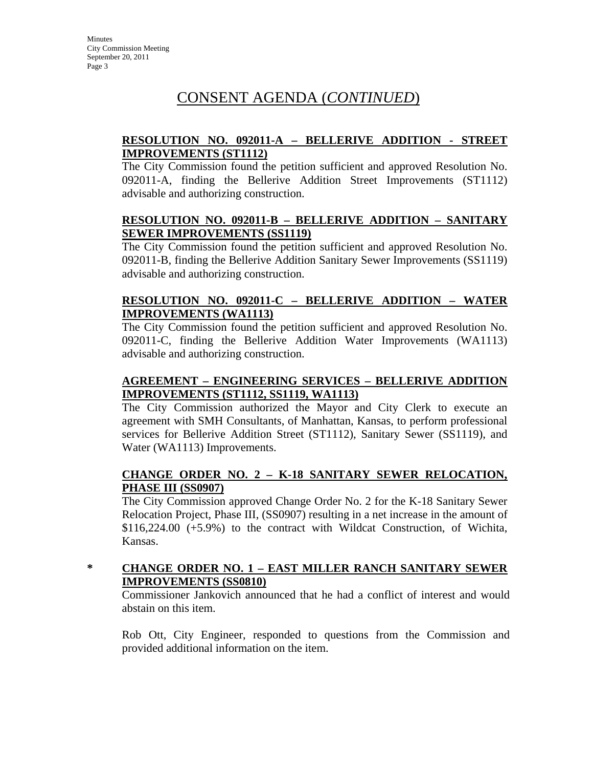# CONSENT AGENDA (*CONTINUED*)

**RESOLUTION NO. 092011-A – BELLERIVE ADDITION - STREET IMPROVEMENTS (ST1112)**

The City Commission found the petition sufficient and approved Resolution No. 092011-A, finding the Bellerive Addition Street Improvements (ST1112) advisable and authorizing construction.

**RESOLUTION NO. 092011-B – BELLERIVE ADDITION – SANITARY SEWER IMPROVEMENTS (SS1119)**

The City Commission found the petition sufficient and approved Resolution No. 092011-B, finding the Bellerive Addition Sanitary Sewer Improvements (SS1119) advisable and authorizing construction.

**RESOLUTION NO. 092011-C – BELLERIVE ADDITION – WATER IMPROVEMENTS (WA1113)**

The City Commission found the petition sufficient and approved Resolution No. 092011-C, finding the Bellerive Addition Water Improvements (WA1113) advisable and authorizing construction.

**AGREEMENT – ENGINEERING SERVICES – BELLERIVE ADDITION IMPROVEMENTS (ST1112, SS1119, WA1113)**

The City Commission authorized the Mayor and City Clerk to execute an agreement with SMH Consultants, of Manhattan, Kansas, to perform professional services for Bellerive Addition Street (ST1112), Sanitary Sewer (SS1119), and Water (WA1113) Improvements.

**CHANGE ORDER NO. 2 – K-18 SANITARY SEWER RELOCATION, PHASE III (SS0907)**

The City Commission approved Change Order No. 2 for the K-18 Sanitary Sewer Relocation Project, Phase III, (SS0907) resulting in a net increase in the amount of $116,224.00 (+5.9%) to the contract with Wildcat Construction, of Wichita, Kansas.

**\* CHANGE ORDER NO. 1 – EAST MILLER RANCH SANITARY SEWER IMPROVEMENTS (SS0810)**

Commissioner Jankovich announced that he had a conflict of interest and would abstain on this item.

Rob Ott, City Engineer, responded to questions from the Commission and provided additional information on the item.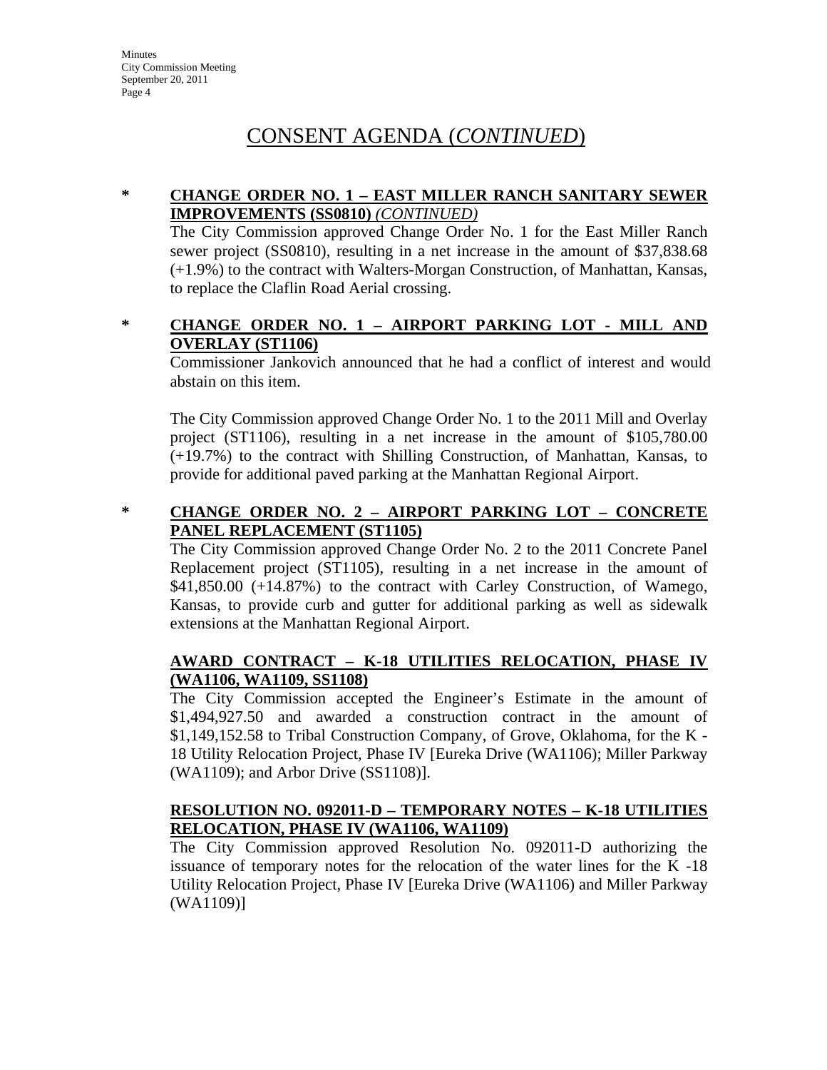# CONSENT AGENDA (*CONTINUED*)

**\* CHANGE ORDER NO. 1 – EAST MILLER RANCH SANITARY SEWER IMPROVEMENTS (SS0810)** ***(CONTINUED)***

The City Commission approved Change Order No. 1 for the East Miller Ranch sewer project (SS0810), resulting in a net increase in the amount of $37,838.68 (+1.9%) to the contract with Walters-Morgan Construction, of Manhattan, Kansas, to replace the Claflin Road Aerial crossing.

**\* CHANGE ORDER NO. 1 – AIRPORT PARKING LOT - MILL AND OVERLAY (ST1106)**

Commissioner Jankovich announced that he had a conflict of interest and would abstain on this item.

The City Commission approved Change Order No. 1 to the 2011 Mill and Overlay project (ST1106), resulting in a net increase in the amount of $105,780.00 (+19.7%) to the contract with Shilling Construction, of Manhattan, Kansas, to provide for additional paved parking at the Manhattan Regional Airport.

**\* CHANGE ORDER NO. 2 – AIRPORT PARKING LOT – CONCRETE PANEL REPLACEMENT (ST1105)**

The City Commission approved Change Order No. 2 to the 2011 Concrete Panel Replacement project (ST1105), resulting in a net increase in the amount of $41,850.00 (+14.87%) to the contract with Carley Construction, of Wamego, Kansas, to provide curb and gutter for additional parking as well as sidewalk extensions at the Manhattan Regional Airport.

**AWARD CONTRACT – K-18 UTILITIES RELOCATION, PHASE IV (WA1106, WA1109, SS1108)**

The City Commission accepted the Engineer's Estimate in the amount of $1,494,927.50 and awarded a construction contract in the amount of $1,149,152.58 to Tribal Construction Company, of Grove, Oklahoma, for the K - 18 Utility Relocation Project, Phase IV [Eureka Drive (WA1106); Miller Parkway (WA1109); and Arbor Drive (SS1108)].

**RESOLUTION NO. 092011-D – TEMPORARY NOTES – K-18 UTILITIES RELOCATION, PHASE IV (WA1106, WA1109)**

The City Commission approved Resolution No. 092011-D authorizing the issuance of temporary notes for the relocation of the water lines for the K -18 Utility Relocation Project, Phase IV [Eureka Drive (WA1106) and Miller Parkway (WA1109)]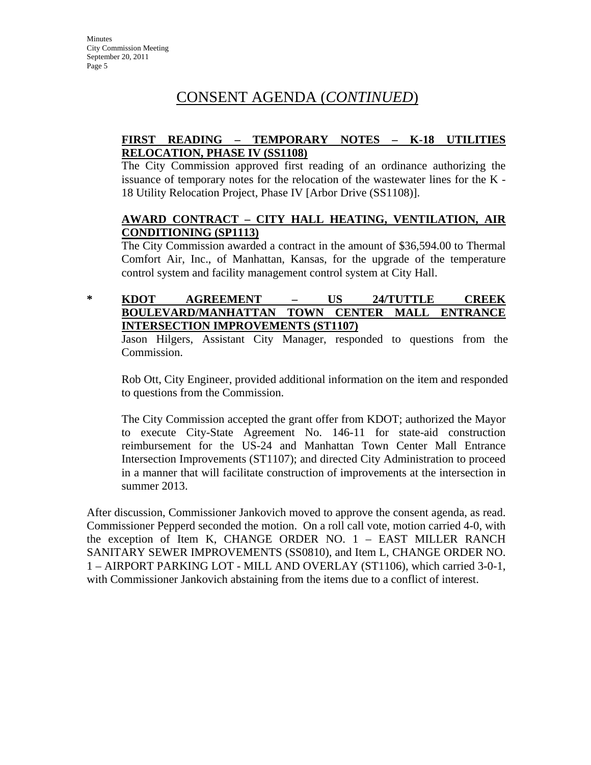# CONSENT AGENDA (*CONTINUED*)

**FIRST READING – TEMPORARY NOTES – K-18 UTILITIES RELOCATION, PHASE IV (SS1108)**

The City Commission approved first reading of an ordinance authorizing the issuance of temporary notes for the relocation of the wastewater lines for the K - 18 Utility Relocation Project, Phase IV [Arbor Drive (SS1108)].

**AWARD CONTRACT – CITY HALL HEATING, VENTILATION, AIR CONDITIONING (SP1113)**

The City Commission awarded a contract in the amount of $36,594.00 to Thermal Comfort Air, Inc., of Manhattan, Kansas, for the upgrade of the temperature control system and facility management control system at City Hall.

\* **KDOT AGREEMENT – US 24/TUTTLE CREEK BOULEVARD/MANHATTAN TOWN CENTER MALL ENTRANCE INTERSECTION IMPROVEMENTS (ST1107)**

Jason Hilgers, Assistant City Manager, responded to questions from the Commission.

Rob Ott, City Engineer, provided additional information on the item and responded to questions from the Commission.

The City Commission accepted the grant offer from KDOT; authorized the Mayor to execute City-State Agreement No. 146-11 for state-aid construction reimbursement for the US-24 and Manhattan Town Center Mall Entrance Intersection Improvements (ST1107); and directed City Administration to proceed in a manner that will facilitate construction of improvements at the intersection in summer 2013.

After discussion, Commissioner Jankovich moved to approve the consent agenda, as read. Commissioner Pepperd seconded the motion. On a roll call vote, motion carried 4-0, with the exception of Item K, CHANGE ORDER NO. 1 – EAST MILLER RANCH SANITARY SEWER IMPROVEMENTS (SS0810), and Item L, CHANGE ORDER NO. 1 – AIRPORT PARKING LOT - MILL AND OVERLAY (ST1106), which carried 3-0-1, with Commissioner Jankovich abstaining from the items due to a conflict of interest.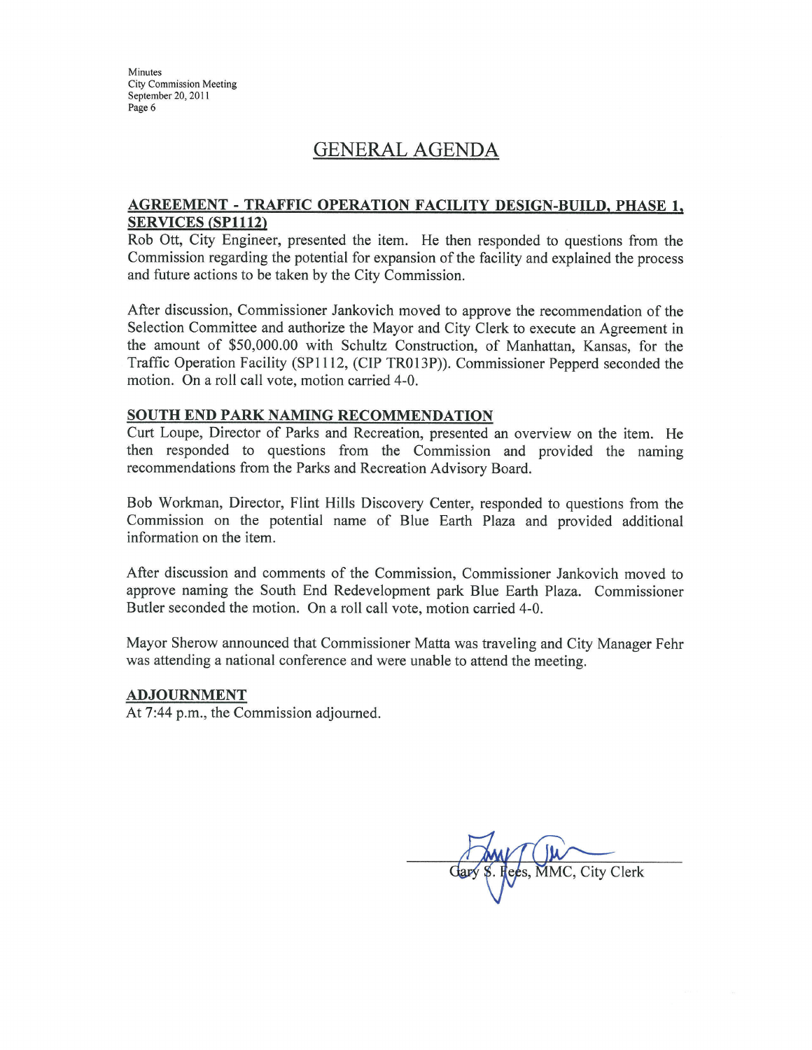# GENERAL AGENDA

**AGREEMENT - TRAFFIC OPERATION FACILITY DESIGN-BUILD, PHASE 1, SERVICES (SP1112)**

Rob Ott, City Engineer, presented the item. He then responded to questions from the Commission regarding the potential for expansion of the facility and explained the process and future actions to be taken by the City Commission.

After discussion, Commissioner Jankovich moved to approve the recommendation of the Selection Committee and authorize the Mayor and City Clerk to execute an Agreement in the amount of $50,000.00 with Schultz Construction, of Manhattan, Kansas, for the Traffic Operation Facility (SP1112, (CIP TR013P)). Commissioner Pepperd seconded the motion. On a roll call vote, motion carried 4-0.

**SOUTH END PARK NAMING RECOMMENDATION**

Curt Loupe, Director of Parks and Recreation, presented an overview on the item. He then responded to questions from the Commission and provided the naming recommendations from the Parks and Recreation Advisory Board.

Bob Workman, Director, Flint Hills Discovery Center, responded to questions from the Commission on the potential name of Blue Earth Plaza and provided additional information on the item.

After discussion and comments of the Commission, Commissioner Jankovich moved to approve naming the South End Redevelopment park Blue Earth Plaza. Commissioner Butler seconded the motion. On a roll call vote, motion carried 4-0.

Mayor Sherow announced that Commissioner Matta was traveling and City Manager Fehr was attending a national conference and were unable to attend the meeting.

**ADJOURNMENT**

At 7:44 p.m., the Commission adjourned.

Gary S. Fees, MMC, City Clerk